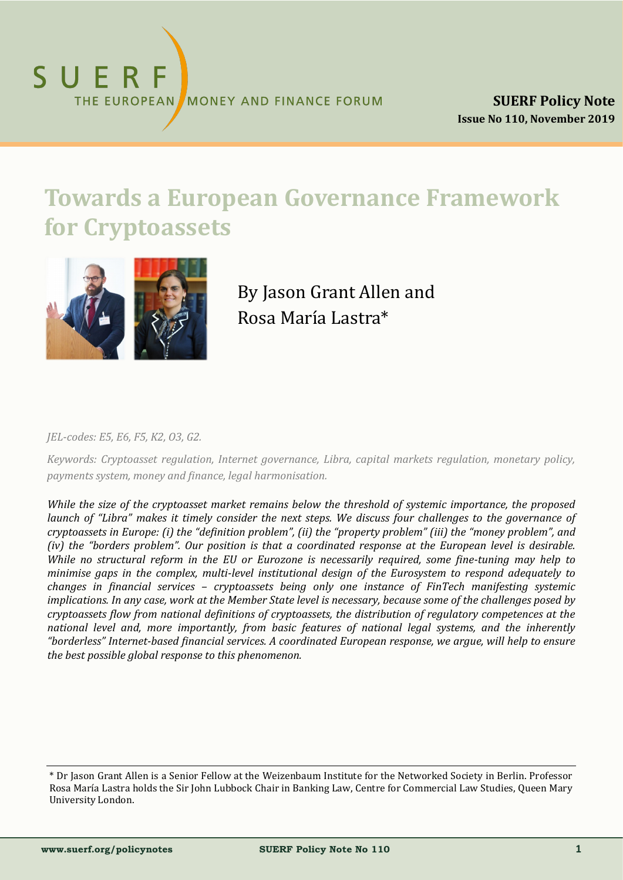SUERF THE EUROPEAN MONEY AND FINANCE FORUM

**SUERF Policy Note**
**Issue No 110, November 2019**

# Towards a European Governance Framework for Cryptoassets

By Jason Grant Allen and Rosa María Lastra*

*JEL-codes: E5, E6, F5, K2, O3, G2.*

*Keywords: Cryptoasset regulation, Internet governance, Libra, capital markets regulation, monetary policy, payments system, money and finance, legal harmonisation.*

*While the size of the cryptoasset market remains below the threshold of systemic importance, the proposed launch of "Libra" makes it timely consider the next steps. We discuss four challenges to the governance of cryptoassets in Europe: (i) the "definition problem", (ii) the "property problem" (iii) the "money problem", and (iv) the "borders problem". Our position is that a coordinated response at the European level is desirable. While no structural reform in the EU or Eurozone is necessarily required, some fine-tuning may help to minimise gaps in the complex, multi-level institutional design of the Eurosystem to respond adequately to changes in financial services – cryptoassets being only one instance of FinTech manifesting systemic implications. In any case, work at the Member State level is necessary, because some of the challenges posed by cryptoassets flow from national definitions of cryptoassets, the distribution of regulatory competences at the national level and, more importantly, from basic features of national legal systems, and the inherently "borderless" Internet-based financial services. A coordinated European response, we argue, will help to ensure the best possible global response to this phenomenon.*

\* Dr Jason Grant Allen is a Senior Fellow at the Weizenbaum Institute for the Networked Society in Berlin. Professor Rosa María Lastra holds the Sir John Lubbock Chair in Banking Law, Centre for Commercial Law Studies, Queen Mary University London.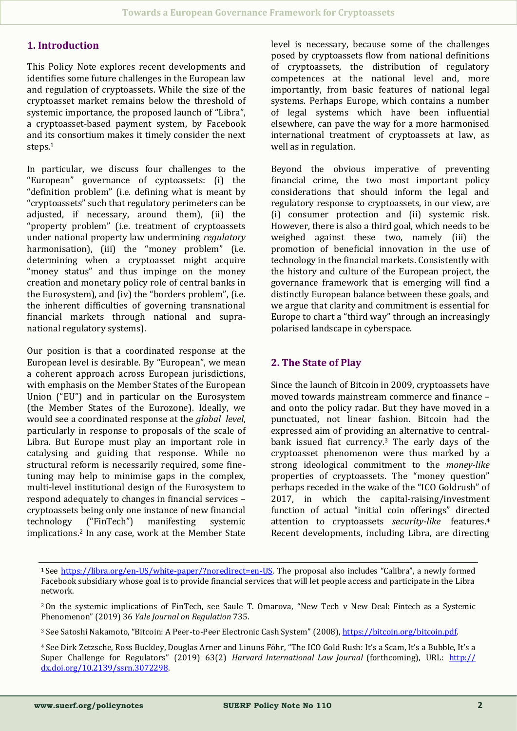## 1. Introduction

This Policy Note explores recent developments and identifies some future challenges in the European law and regulation of cryptoassets. While the size of the cryptoasset market remains below the threshold of systemic importance, the proposed launch of "Libra", a cryptoasset-based payment system, by Facebook and its consortium makes it timely consider the next steps.[1]

In particular, we discuss four challenges to the "European" governance of cryptoassets: (i) the "definition problem" (i.e. defining what is meant by "cryptoassets" such that regulatory perimeters can be adjusted, if necessary, around them), (ii) the "property problem" (i.e. treatment of cryptoassets under national property law undermining *regulatory* harmonisation), (iii) the "money problem" (i.e. determining when a cryptoasset might acquire "money status" and thus impinge on the money creation and monetary policy role of central banks in the Eurosystem), and (iv) the "borders problem", (i.e. the inherent difficulties of governing transnational financial markets through national and supra-national regulatory systems).

Our position is that a coordinated response at the European level is desirable. By "European", we mean a coherent approach across European jurisdictions, with emphasis on the Member States of the European Union ("EU") and in particular on the Eurosystem (the Member States of the Eurozone). Ideally, we would see a coordinated response at the *global level*, particularly in response to proposals of the scale of Libra. But Europe must play an important role in catalysing and guiding that response. While no structural reform is necessarily required, some fine-tuning may help to minimise gaps in the complex, multi-level institutional design of the Eurosystem to respond adequately to changes in financial services – cryptoassets being only one instance of new financial technology ("FinTech") manifesting systemic implications.[2] In any case, work at the Member State level is necessary, because some of the challenges posed by cryptoassets flow from national definitions of cryptoassets, the distribution of regulatory competences at the national level and, more importantly, from basic features of national legal systems. Perhaps Europe, which contains a number of legal systems which have been influential elsewhere, can pave the way for a more harmonised international treatment of cryptoassets at law, as well as in regulation.

Beyond the obvious imperative of preventing financial crime, the two most important policy considerations that should inform the legal and regulatory response to cryptoassets, in our view, are (i) consumer protection and (ii) systemic risk. However, there is also a third goal, which needs to be weighed against these two, namely (iii) the promotion of beneficial innovation in the use of technology in the financial markets. Consistently with the history and culture of the European project, the governance framework that is emerging will find a distinctly European balance between these goals, and we argue that clarity and commitment is essential for Europe to chart a "third way" through an increasingly polarised landscape in cyberspace.

## 2. The State of Play

Since the launch of Bitcoin in 2009, cryptoassets have moved towards mainstream commerce and finance – and onto the policy radar. But they have moved in a punctuated, not linear fashion. Bitcoin had the expressed aim of providing an alternative to central-bank issued fiat currency.[3] The early days of the cryptoasset phenomenon were thus marked by a strong ideological commitment to the *money-like* properties of cryptoassets. The "money question" perhaps receded in the wake of the "ICO Goldrush" of 2017, in which the capital-raising/investment function of actual "initial coin offerings" directed attention to cryptoassets *security-like* features.[4] Recent developments, including Libra, are directing

---

[1] See https://libra.org/en-US/white-paper/?noredirect=en-US. The proposal also includes "Calibra", a newly formed Facebook subsidiary whose goal is to provide financial services that will let people access and participate in the Libra network.

[2] On the systemic implications of FinTech, see Saule T. Omarova, "New Tech v New Deal: Fintech as a Systemic Phenomenon" (2019) 36 *Yale Journal on Regulation* 735.

[3] See Satoshi Nakamoto, "Bitcoin: A Peer-to-Peer Electronic Cash System" (2008), https://bitcoin.org/bitcoin.pdf.

[4] See Dirk Zetzsche, Ross Buckley, Douglas Arner and Linuns Föhr, "The ICO Gold Rush: It's a Scam, It's a Bubble, It's a Super Challenge for Regulators" (2019) 63(2) *Harvard International Law Journal* (forthcoming), URL: http://dx.doi.org/10.2139/ssrn.3072298.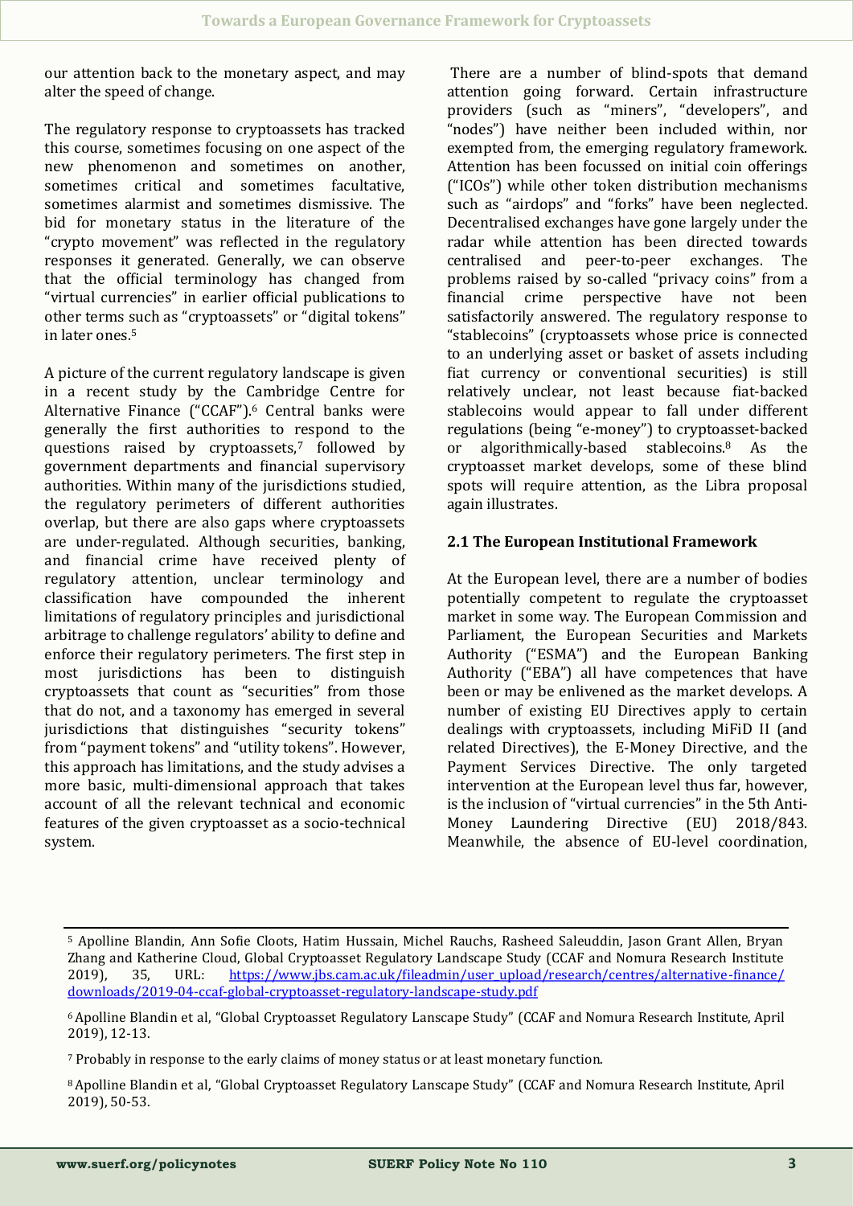our attention back to the monetary aspect, and may alter the speed of change.

The regulatory response to cryptoassets has tracked this course, sometimes focusing on one aspect of the new phenomenon and sometimes on another, sometimes critical and sometimes facultative, sometimes alarmist and sometimes dismissive. The bid for monetary status in the literature of the "crypto movement" was reflected in the regulatory responses it generated. Generally, we can observe that the official terminology has changed from "virtual currencies" in earlier official publications to other terms such as "cryptoassets" or "digital tokens" in later ones.[5]

A picture of the current regulatory landscape is given in a recent study by the Cambridge Centre for Alternative Finance ("CCAF").[6] Central banks were generally the first authorities to respond to the questions raised by cryptoassets,[7] followed by government departments and financial supervisory authorities. Within many of the jurisdictions studied, the regulatory perimeters of different authorities overlap, but there are also gaps where cryptoassets are under-regulated. Although securities, banking, and financial crime have received plenty of regulatory attention, unclear terminology and classification have compounded the inherent limitations of regulatory principles and jurisdictional arbitrage to challenge regulators' ability to define and enforce their regulatory perimeters. The first step in most jurisdictions has been to distinguish cryptoassets that count as "securities" from those that do not, and a taxonomy has emerged in several jurisdictions that distinguishes "security tokens" from "payment tokens" and "utility tokens". However, this approach has limitations, and the study advises a more basic, multi-dimensional approach that takes account of all the relevant technical and economic features of the given cryptoasset as a socio-technical system.

There are a number of blind-spots that demand attention going forward. Certain infrastructure providers (such as "miners", "developers", and "nodes") have neither been included within, nor exempted from, the emerging regulatory framework. Attention has been focussed on initial coin offerings ("ICOs") while other token distribution mechanisms such as "airdops" and "forks" have been neglected. Decentralised exchanges have gone largely under the radar while attention has been directed towards centralised and peer-to-peer exchanges. The problems raised by so-called "privacy coins" from a financial crime perspective have not been satisfactorily answered. The regulatory response to "stablecoins" (cryptoassets whose price is connected to an underlying asset or basket of assets including fiat currency or conventional securities) is still relatively unclear, not least because fiat-backed stablecoins would appear to fall under different regulations (being "e-money") to cryptoasset-backed or algorithmically-based stablecoins.[8] As the cryptoasset market develops, some of these blind spots will require attention, as the Libra proposal again illustrates.

## 2.1 The European Institutional Framework

At the European level, there are a number of bodies potentially competent to regulate the cryptoasset market in some way. The European Commission and Parliament, the European Securities and Markets Authority ("ESMA") and the European Banking Authority ("EBA") all have competences that have been or may be enlivened as the market develops. A number of existing EU Directives apply to certain dealings with cryptoassets, including MiFiD II (and related Directives), the E-Money Directive, and the Payment Services Directive. The only targeted intervention at the European level thus far, however, is the inclusion of "virtual currencies" in the 5th Anti-Money Laundering Directive (EU) 2018/843. Meanwhile, the absence of EU-level coordination,

---

[5] Apolline Blandin, Ann Sofie Cloots, Hatim Hussain, Michel Rauchs, Rasheed Saleuddin, Jason Grant Allen, Bryan Zhang and Katherine Cloud, Global Cryptoasset Regulatory Landscape Study (CCAF and Nomura Research Institute 2019), 35, URL: https://www.jbs.cam.ac.uk/fileadmin/user_upload/research/centres/alternative-finance/downloads/2019-04-ccaf-global-cryptoasset-regulatory-landscape-study.pdf

[6] Apolline Blandin et al, "Global Cryptoasset Regulatory Lanscape Study" (CCAF and Nomura Research Institute, April 2019), 12-13.

[7] Probably in response to the early claims of money status or at least monetary function.

[8] Apolline Blandin et al, "Global Cryptoasset Regulatory Lanscape Study" (CCAF and Nomura Research Institute, April 2019), 50-53.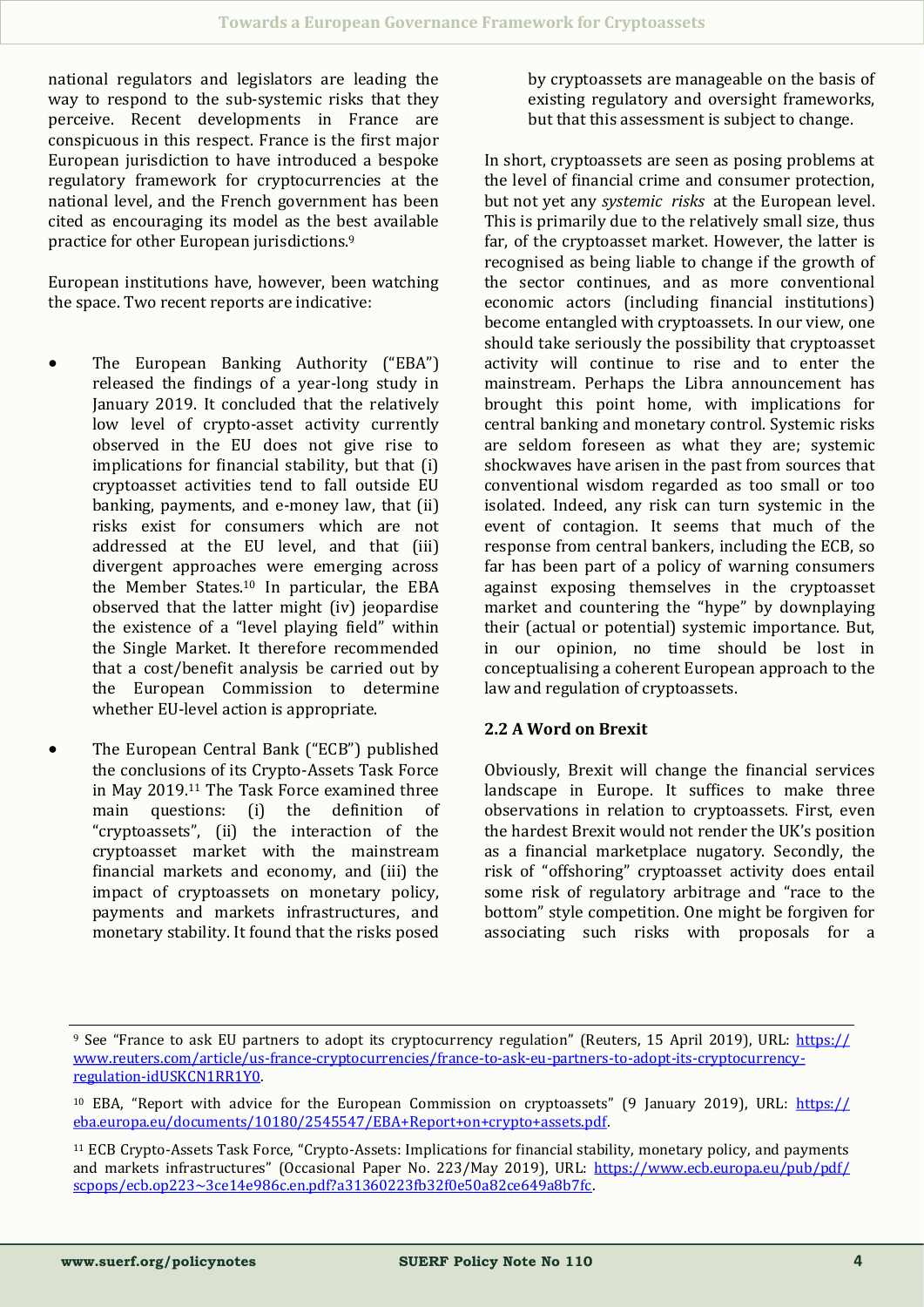national regulators and legislators are leading the way to respond to the sub-systemic risks that they perceive. Recent developments in France are conspicuous in this respect. France is the first major European jurisdiction to have introduced a bespoke regulatory framework for cryptocurrencies at the national level, and the French government has been cited as encouraging its model as the best available practice for other European jurisdictions.[9]

European institutions have, however, been watching the space. Two recent reports are indicative:

- The European Banking Authority ("EBA") released the findings of a year-long study in January 2019. It concluded that the relatively low level of crypto-asset activity currently observed in the EU does not give rise to implications for financial stability, but that (i) cryptoasset activities tend to fall outside EU banking, payments, and e-money law, that (ii) risks exist for consumers which are not addressed at the EU level, and that (iii) divergent approaches were emerging across the Member States.[10] In particular, the EBA observed that the latter might (iv) jeopardise the existence of a "level playing field" within the Single Market. It therefore recommended that a cost/benefit analysis be carried out by the European Commission to determine whether EU-level action is appropriate.
- The European Central Bank ("ECB") published the conclusions of its Crypto-Assets Task Force in May 2019.[11] The Task Force examined three main questions: (i) the definition of "cryptoassets", (ii) the interaction of the cryptoasset market with the mainstream financial markets and economy, and (iii) the impact of cryptoassets on monetary policy, payments and markets infrastructures, and monetary stability. It found that the risks posed by cryptoassets are manageable on the basis of existing regulatory and oversight frameworks, but that this assessment is subject to change.

In short, cryptoassets are seen as posing problems at the level of financial crime and consumer protection, but not yet any *systemic risks* at the European level. This is primarily due to the relatively small size, thus far, of the cryptoasset market. However, the latter is recognised as being liable to change if the growth of the sector continues, and as more conventional economic actors (including financial institutions) become entangled with cryptoassets. In our view, one should take seriously the possibility that cryptoasset activity will continue to rise and to enter the mainstream. Perhaps the Libra announcement has brought this point home, with implications for central banking and monetary control. Systemic risks are seldom foreseen as what they are; systemic shockwaves have arisen in the past from sources that conventional wisdom regarded as too small or too isolated. Indeed, any risk can turn systemic in the event of contagion. It seems that much of the response from central bankers, including the ECB, so far has been part of a policy of warning consumers against exposing themselves in the cryptoasset market and countering the "hype" by downplaying their (actual or potential) systemic importance. But, in our opinion, no time should be lost in conceptualising a coherent European approach to the law and regulation of cryptoassets.

### 2.2 A Word on Brexit

Obviously, Brexit will change the financial services landscape in Europe. It suffices to make three observations in relation to cryptoassets. First, even the hardest Brexit would not render the UK's position as a financial marketplace nugatory. Secondly, the risk of "offshoring" cryptoasset activity does entail some risk of regulatory arbitrage and "race to the bottom" style competition. One might be forgiven for associating such risks with proposals for a

---

[9] See "France to ask EU partners to adopt its cryptocurrency regulation" (Reuters, 15 April 2019), URL: https://www.reuters.com/article/us-france-cryptocurrencies/france-to-ask-eu-partners-to-adopt-its-cryptocurrency-regulation-idUSKCN1RR1Y0.

[10] EBA, "Report with advice for the European Commission on cryptoassets" (9 January 2019), URL: https://eba.europa.eu/documents/10180/2545547/EBA+Report+on+crypto+assets.pdf.

[11] ECB Crypto-Assets Task Force, "Crypto-Assets: Implications for financial stability, monetary policy, and payments and markets infrastructures" (Occasional Paper No. 223/May 2019), URL: https://www.ecb.europa.eu/pub/pdf/scpops/ecb.op223~3ce14e986c.en.pdf?a31360223fb32f0e50a82ce649a8b7fc.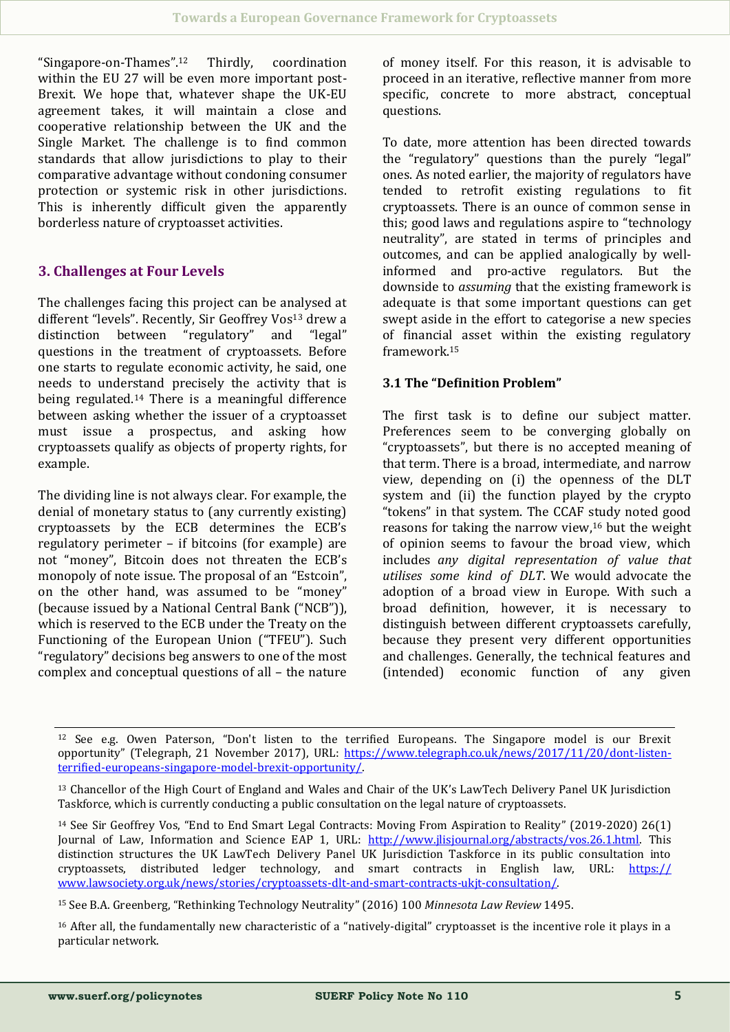"Singapore-on-Thames".[12] Thirdly, coordination within the EU 27 will be even more important post-Brexit. We hope that, whatever shape the UK-EU agreement takes, it will maintain a close and cooperative relationship between the UK and the Single Market. The challenge is to find common standards that allow jurisdictions to play to their comparative advantage without condoning consumer protection or systemic risk in other jurisdictions. This is inherently difficult given the apparently borderless nature of cryptoasset activities.

## 3. Challenges at Four Levels

The challenges facing this project can be analysed at different "levels". Recently, Sir Geoffrey Vos[13] drew a distinction between "regulatory" and "legal" questions in the treatment of cryptoassets. Before one starts to regulate economic activity, he said, one needs to understand precisely the activity that is being regulated.[14] There is a meaningful difference between asking whether the issuer of a cryptoasset must issue a prospectus, and asking how cryptoassets qualify as objects of property rights, for example.

The dividing line is not always clear. For example, the denial of monetary status to (any currently existing) cryptoassets by the ECB determines the ECB's regulatory perimeter – if bitcoins (for example) are not "money", Bitcoin does not threaten the ECB's monopoly of note issue. The proposal of an "Estcoin", on the other hand, was assumed to be "money" (because issued by a National Central Bank ("NCB")), which is reserved to the ECB under the Treaty on the Functioning of the European Union ("TFEU"). Such "regulatory" decisions beg answers to one of the most complex and conceptual questions of all – the nature of money itself. For this reason, it is advisable to proceed in an iterative, reflective manner from more specific, concrete to more abstract, conceptual questions.

To date, more attention has been directed towards the "regulatory" questions than the purely "legal" ones. As noted earlier, the majority of regulators have tended to retrofit existing regulations to fit cryptoassets. There is an ounce of common sense in this; good laws and regulations aspire to "technology neutrality", are stated in terms of principles and outcomes, and can be applied analogically by well-informed and pro-active regulators. But the downside to *assuming* that the existing framework is adequate is that some important questions can get swept aside in the effort to categorise a new species of financial asset within the existing regulatory framework.[15]

### 3.1 The "Definition Problem"

The first task is to define our subject matter. Preferences seem to be converging globally on "cryptoassets", but there is no accepted meaning of that term. There is a broad, intermediate, and narrow view, depending on (i) the openness of the DLT system and (ii) the function played by the crypto "tokens" in that system. The CCAF study noted good reasons for taking the narrow view,[16] but the weight of opinion seems to favour the broad view, which includes *any digital representation of value that utilises some kind of DLT*. We would advocate the adoption of a broad view in Europe. With such a broad definition, however, it is necessary to distinguish between different cryptoassets carefully, because they present very different opportunities and challenges. Generally, the technical features and (intended) economic function of any given

---

[12] See e.g. Owen Paterson, "Don't listen to the terrified Europeans. The Singapore model is our Brexit opportunity" (Telegraph, 21 November 2017), URL: https://www.telegraph.co.uk/news/2017/11/20/dont-listen-terrified-europeans-singapore-model-brexit-opportunity/.

[13] Chancellor of the High Court of England and Wales and Chair of the UK's LawTech Delivery Panel UK Jurisdiction Taskforce, which is currently conducting a public consultation on the legal nature of cryptoassets.

[14] See Sir Geoffrey Vos, "End to End Smart Legal Contracts: Moving From Aspiration to Reality" (2019-2020) 26(1) Journal of Law, Information and Science EAP 1, URL: http://www.jlisjournal.org/abstracts/vos.26.1.html. This distinction structures the UK LawTech Delivery Panel UK Jurisdiction Taskforce in its public consultation into cryptoassets, distributed ledger technology, and smart contracts in English law, URL: https://www.lawsociety.org.uk/news/stories/cryptoassets-dlt-and-smart-contracts-ukjt-consultation/.

[15] See B.A. Greenberg, "Rethinking Technology Neutrality" (2016) 100 *Minnesota Law Review* 1495.

[16] After all, the fundamentally new characteristic of a "natively-digital" cryptoasset is the incentive role it plays in a particular network.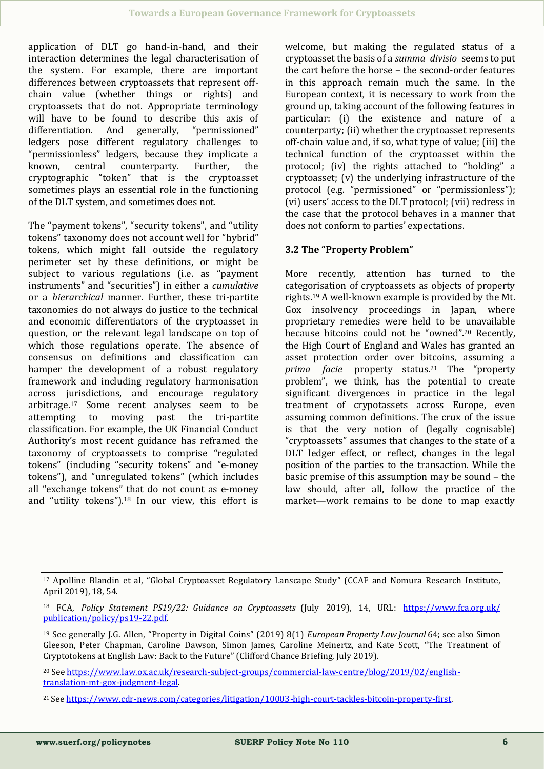application of DLT go hand-in-hand, and their interaction determines the legal characterisation of the system. For example, there are important differences between cryptoassets that represent off-chain value (whether things or rights) and cryptoassets that do not. Appropriate terminology will have to be found to describe this axis of differentiation. And generally, "permissioned" ledgers pose different regulatory challenges to "permissionless" ledgers, because they implicate a known, central counterparty. Further, the cryptographic "token" that is the cryptoasset sometimes plays an essential role in the functioning of the DLT system, and sometimes does not.

The "payment tokens", "security tokens", and "utility tokens" taxonomy does not account well for "hybrid" tokens, which might fall outside the regulatory perimeter set by these definitions, or might be subject to various regulations (i.e. as "payment instruments" and "securities") in either a *cumulative* or a *hierarchical* manner. Further, these tri-partite taxonomies do not always do justice to the technical and economic differentiators of the cryptoasset in question, or the relevant legal landscape on top of which those regulations operate. The absence of consensus on definitions and classification can hamper the development of a robust regulatory framework and including regulatory harmonisation across jurisdictions, and encourage regulatory arbitrage.[17] Some recent analyses seem to be attempting to moving past the tri-partite classification. For example, the UK Financial Conduct Authority's most recent guidance has reframed the taxonomy of cryptoassets to comprise "regulated tokens" (including "security tokens" and "e-money tokens"), and "unregulated tokens" (which includes all "exchange tokens" that do not count as e-money and "utility tokens").[18] In our view, this effort is welcome, but making the regulated status of a cryptoasset the basis of a *summa divisio* seems to put the cart before the horse – the second-order features in this approach remain much the same. In the European context, it is necessary to work from the ground up, taking account of the following features in particular: (i) the existence and nature of a counterparty; (ii) whether the cryptoasset represents off-chain value and, if so, what type of value; (iii) the technical function of the cryptoasset within the protocol; (iv) the rights attached to "holding" a cryptoasset; (v) the underlying infrastructure of the protocol (e.g. "permissioned" or "permissionless"); (vi) users' access to the DLT protocol; (vii) redress in the case that the protocol behaves in a manner that does not conform to parties' expectations.

### 3.2 The "Property Problem"

More recently, attention has turned to the categorisation of cryptoassets as objects of property rights.[19] A well-known example is provided by the Mt. Gox insolvency proceedings in Japan, where proprietary remedies were held to be unavailable because bitcoins could not be "owned".[20] Recently, the High Court of England and Wales has granted an asset protection order over bitcoins, assuming a *prima facie* property status.[21] The "property problem", we think, has the potential to create significant divergences in practice in the legal treatment of crypotassets across Europe, even assuming common definitions. The crux of the issue is that the very notion of (legally cognisable) "cryptoassets" assumes that changes to the state of a DLT ledger effect, or reflect, changes in the legal position of the parties to the transaction. While the basic premise of this assumption may be sound – the law should, after all, follow the practice of the market—work remains to be done to map exactly

---

[17] Apolline Blandin et al, "Global Cryptoasset Regulatory Lanscape Study" (CCAF and Nomura Research Institute, April 2019), 18, 54.

[18] FCA, *Policy Statement PS19/22: Guidance on Cryptoassets* (July 2019), 14, URL: https://www.fca.org.uk/publication/policy/ps19-22.pdf.

[19] See generally J.G. Allen, "Property in Digital Coins" (2019) 8(1) *European Property Law Journal* 64; see also Simon Gleeson, Peter Chapman, Caroline Dawson, Simon James, Caroline Meinertz, and Kate Scott, "The Treatment of Cryptotokens at English Law: Back to the Future" (Clifford Chance Briefing, July 2019).

[20] See https://www.law.ox.ac.uk/research-subject-groups/commercial-law-centre/blog/2019/02/english-translation-mt-gox-judgment-legal.

[21] See https://www.cdr-news.com/categories/litigation/10003-high-court-tackles-bitcoin-property-first.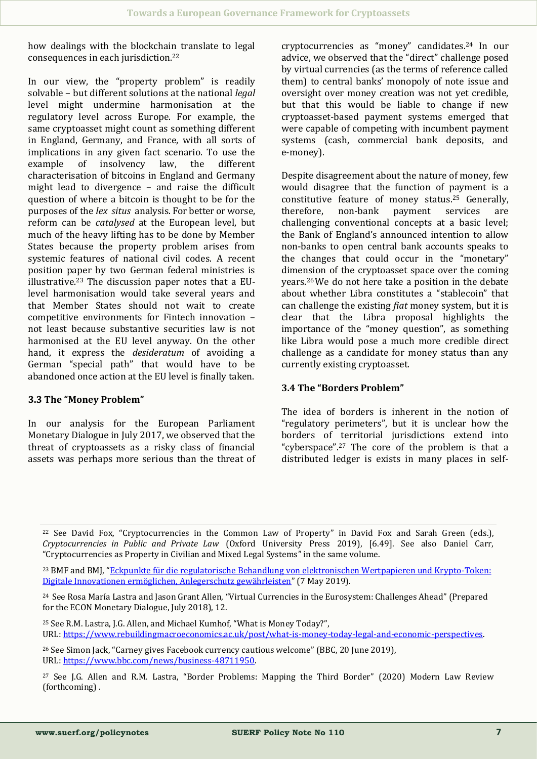how dealings with the blockchain translate to legal consequences in each jurisdiction.[22]

In our view, the "property problem" is readily solvable – but different solutions at the national *legal* level might undermine harmonisation at the regulatory level across Europe. For example, the same cryptoasset might count as something different in England, Germany, and France, with all sorts of implications in any given fact scenario. To use the example of insolvency law, the different characterisation of bitcoins in England and Germany might lead to divergence – and raise the difficult question of where a bitcoin is thought to be for the purposes of the *lex situs* analysis. For better or worse, reform can be *catalysed* at the European level, but much of the heavy lifting has to be done by Member States because the property problem arises from systemic features of national civil codes. A recent position paper by two German federal ministries is illustrative.[23] The discussion paper notes that a EU-level harmonisation would take several years and that Member States should not wait to create competitive environments for Fintech innovation – not least because substantive securities law is not harmonised at the EU level anyway. On the other hand, it express the *desideratum* of avoiding a German "special path" that would have to be abandoned once action at the EU level is finally taken.

### 3.3 The "Money Problem"

In our analysis for the European Parliament Monetary Dialogue in July 2017, we observed that the threat of cryptoassets as a risky class of financial assets was perhaps more serious than the threat of cryptocurrencies as "money" candidates.[24] In our advice, we observed that the "direct" challenge posed by virtual currencies (as the terms of reference called them) to central banks' monopoly of note issue and oversight over money creation was not yet credible, but that this would be liable to change if new cryptoasset-based payment systems emerged that were capable of competing with incumbent payment systems (cash, commercial bank deposits, and e-money).

Despite disagreement about the nature of money, few would disagree that the function of payment is a constitutive feature of money status.[25] Generally, therefore, non-bank payment services are challenging conventional concepts at a basic level; the Bank of England's announced intention to allow non-banks to open central bank accounts speaks to the changes that could occur in the "monetary" dimension of the cryptoasset space over the coming years.[26] We do not here take a position in the debate about whether Libra constitutes a "stablecoin" that can challenge the existing *fiat* money system, but it is clear that the Libra proposal highlights the importance of the "money question", as something like Libra would pose a much more credible direct challenge as a candidate for money status than any currently existing cryptoasset.

### 3.4 The "Borders Problem"

The idea of borders is inherent in the notion of "regulatory perimeters", but it is unclear how the borders of territorial jurisdictions extend into "cyberspace".[27] The core of the problem is that a distributed ledger is exists in many places in self-

---

[22] See David Fox, "Cryptocurrencies in the Common Law of Property" in David Fox and Sarah Green (eds.), *Cryptocurrencies in Public and Private Law* (Oxford University Press 2019), [6.49]. See also Daniel Carr, "Cryptocurrencies as Property in Civilian and Mixed Legal Systems" in the same volume.

[23] BMF and BMJ, "Eckpunkte für die regulatorische Behandlung von elektronischen Wertpapieren und Krypto-Token: Digitale Innovationen ermöglichen, Anlegerschutz gewährleisten" (7 May 2019).

[24] See Rosa María Lastra and Jason Grant Allen, "Virtual Currencies in the Eurosystem: Challenges Ahead" (Prepared for the ECON Monetary Dialogue, July 2018), 12.

[25] See R.M. Lastra, J.G. Allen, and Michael Kumhof, "What is Money Today?", URL: https://www.rebuildingmacroeconomics.ac.uk/post/what-is-money-today-legal-and-economic-perspectives.

[26] See Simon Jack, "Carney gives Facebook currency cautious welcome" (BBC, 20 June 2019), URL: https://www.bbc.com/news/business-48711950.

[27] See J.G. Allen and R.M. Lastra, "Border Problems: Mapping the Third Border" (2020) Modern Law Review (forthcoming) .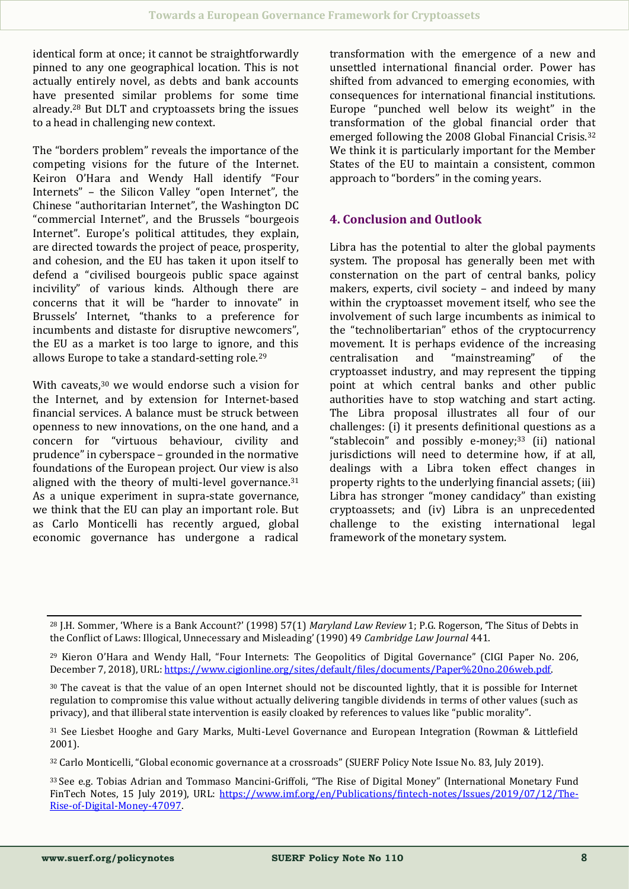identical form at once; it cannot be straightforwardly pinned to any one geographical location. This is not actually entirely novel, as debts and bank accounts have presented similar problems for some time already.[28] But DLT and cryptoassets bring the issues to a head in challenging new context.

The "borders problem" reveals the importance of the competing visions for the future of the Internet. Keiron O'Hara and Wendy Hall identify "Four Internets" – the Silicon Valley "open Internet", the Chinese "authoritarian Internet", the Washington DC "commercial Internet", and the Brussels "bourgeois Internet". Europe's political attitudes, they explain, are directed towards the project of peace, prosperity, and cohesion, and the EU has taken it upon itself to defend a "civilised bourgeois public space against incivility" of various kinds. Although there are concerns that it will be "harder to innovate" in Brussels' Internet, "thanks to a preference for incumbents and distaste for disruptive newcomers", the EU as a market is too large to ignore, and this allows Europe to take a standard-setting role.[29]

With caveats,[30] we would endorse such a vision for the Internet, and by extension for Internet-based financial services. A balance must be struck between openness to new innovations, on the one hand, and a concern for "virtuous behaviour, civility and prudence" in cyberspace – grounded in the normative foundations of the European project. Our view is also aligned with the theory of multi-level governance.[31] As a unique experiment in supra-state governance, we think that the EU can play an important role. But as Carlo Monticelli has recently argued, global economic governance has undergone a radical transformation with the emergence of a new and unsettled international financial order. Power has shifted from advanced to emerging economies, with consequences for international financial institutions. Europe "punched well below its weight" in the transformation of the global financial order that emerged following the 2008 Global Financial Crisis.[32] We think it is particularly important for the Member States of the EU to maintain a consistent, common approach to "borders" in the coming years.

## 4. Conclusion and Outlook

Libra has the potential to alter the global payments system. The proposal has generally been met with consternation on the part of central banks, policy makers, experts, civil society – and indeed by many within the cryptoasset movement itself, who see the involvement of such large incumbents as inimical to the "technolibertarian" ethos of the cryptocurrency movement. It is perhaps evidence of the increasing centralisation and "mainstreaming" of the cryptoasset industry, and may represent the tipping point at which central banks and other public authorities have to stop watching and start acting. The Libra proposal illustrates all four of our challenges: (i) it presents definitional questions as a "stablecoin" and possibly e-money;[33] (ii) national jurisdictions will need to determine how, if at all, dealings with a Libra token effect changes in property rights to the underlying financial assets; (iii) Libra has stronger "money candidacy" than existing cryptoassets; and (iv) Libra is an unprecedented challenge to the existing international legal framework of the monetary system.

---

[28] J.H. Sommer, 'Where is a Bank Account?' (1998) 57(1) *Maryland Law Review* 1; P.G. Rogerson, 'The Situs of Debts in the Conflict of Laws: Illogical, Unnecessary and Misleading' (1990) 49 *Cambridge Law Journal* 441.

[29] Kieron O'Hara and Wendy Hall, "Four Internets: The Geopolitics of Digital Governance" (CIGI Paper No. 206, December 7, 2018), URL: https://www.cigionline.org/sites/default/files/documents/Paper%20no.206web.pdf.

[30] The caveat is that the value of an open Internet should not be discounted lightly, that it is possible for Internet regulation to compromise this value without actually delivering tangible dividends in terms of other values (such as privacy), and that illiberal state intervention is easily cloaked by references to values like "public morality".

[31] See Liesbet Hooghe and Gary Marks, Multi-Level Governance and European Integration (Rowman & Littlefield 2001).

[32] Carlo Monticelli, "Global economic governance at a crossroads" (SUERF Policy Note Issue No. 83, July 2019).

[33] See e.g. Tobias Adrian and Tommaso Mancini-Griffoli, "The Rise of Digital Money" (International Monetary Fund FinTech Notes, 15 July 2019), URL: https://www.imf.org/en/Publications/fintech-notes/Issues/2019/07/12/The-Rise-of-Digital-Money-47097.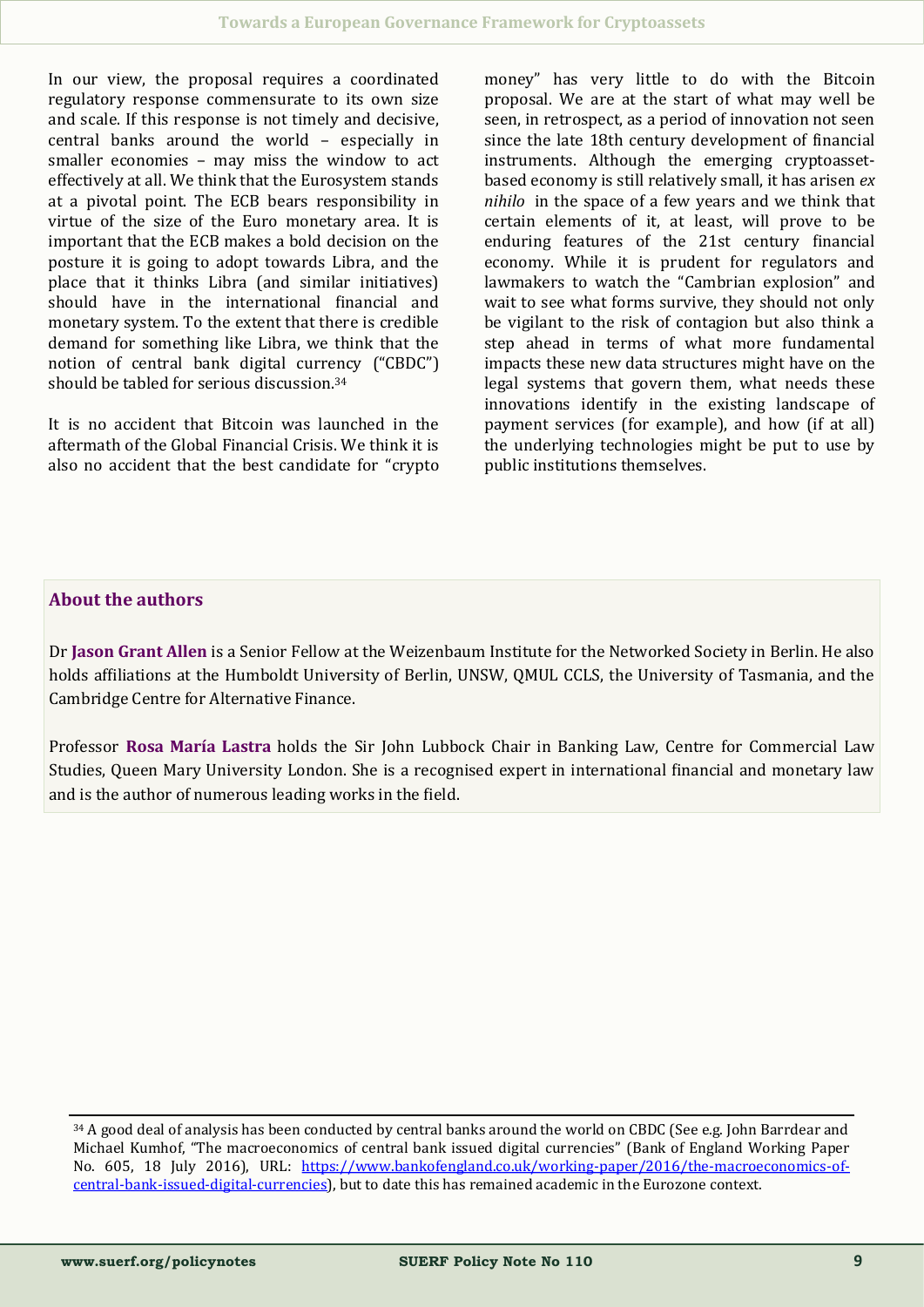In our view, the proposal requires a coordinated regulatory response commensurate to its own size and scale. If this response is not timely and decisive, central banks around the world – especially in smaller economies – may miss the window to act effectively at all. We think that the Eurosystem stands at a pivotal point. The ECB bears responsibility in virtue of the size of the Euro monetary area. It is important that the ECB makes a bold decision on the posture it is going to adopt towards Libra, and the place that it thinks Libra (and similar initiatives) should have in the international financial and monetary system. To the extent that there is credible demand for something like Libra, we think that the notion of central bank digital currency ("CBDC") should be tabled for serious discussion.[34]

It is no accident that Bitcoin was launched in the aftermath of the Global Financial Crisis. We think it is also no accident that the best candidate for "crypto money" has very little to do with the Bitcoin proposal. We are at the start of what may well be seen, in retrospect, as a period of innovation not seen since the late 18th century development of financial instruments. Although the emerging cryptoasset-based economy is still relatively small, it has arisen *ex nihilo* in the space of a few years and we think that certain elements of it, at least, will prove to be enduring features of the 21st century financial economy. While it is prudent for regulators and lawmakers to watch the "Cambrian explosion" and wait to see what forms survive, they should not only be vigilant to the risk of contagion but also think a step ahead in terms of what more fundamental impacts these new data structures might have on the legal systems that govern them, what needs these innovations identify in the existing landscape of payment services (for example), and how (if at all) the underlying technologies might be put to use by public institutions themselves.

## About the authors

Dr **Jason Grant Allen** is a Senior Fellow at the Weizenbaum Institute for the Networked Society in Berlin. He also holds affiliations at the Humboldt University of Berlin, UNSW, QMUL CCLS, the University of Tasmania, and the Cambridge Centre for Alternative Finance.

Professor **Rosa María Lastra** holds the Sir John Lubbock Chair in Banking Law, Centre for Commercial Law Studies, Queen Mary University London. She is a recognised expert in international financial and monetary law and is the author of numerous leading works in the field.

---

[34] A good deal of analysis has been conducted by central banks around the world on CBDC (See e.g. John Barrdear and Michael Kumhof, "The macroeconomics of central bank issued digital currencies" (Bank of England Working Paper No. 605, 18 July 2016), URL: https://www.bankofengland.co.uk/working-paper/2016/the-macroeconomics-of-central-bank-issued-digital-currencies), but to date this has remained academic in the Eurozone context.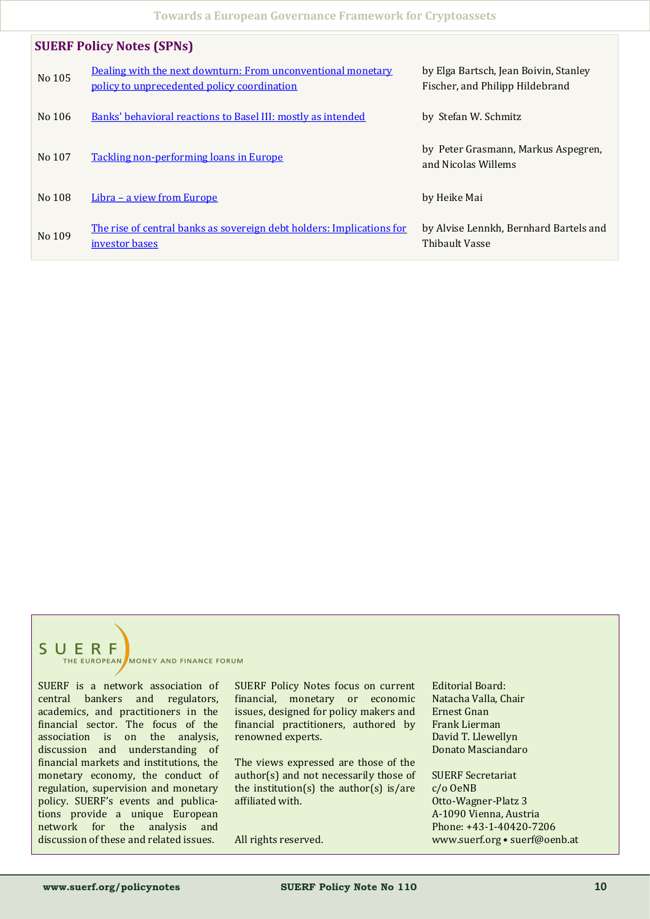## SUERF Policy Notes (SPNs)

| | | |
|---|---|---|
| No 105 | Dealing with the next downturn: From unconventional monetary policy to unprecedented policy coordination | by Elga Bartsch, Jean Boivin, Stanley Fischer, and Philipp Hildebrand |
| No 106 | Banks' behavioral reactions to Basel III: mostly as intended | by Stefan W. Schmitz |
| No 107 | Tackling non-performing loans in Europe | by Peter Grasmann, Markus Aspegren, and Nicolas Willems |
| No 108 | Libra – a view from Europe | by Heike Mai |
| No 109 | The rise of central banks as sovereign debt holders: Implications for investor bases | by Alvise Lennkh, Bernhard Bartels and Thibault Vasse |

SUERF
THE EUROPEAN MONEY AND FINANCE FORUM

SUERF is a network association of central bankers and regulators, academics, and practitioners in the financial sector. The focus of the association is on the analysis, discussion and understanding of financial markets and institutions, the monetary economy, the conduct of regulation, supervision and monetary policy. SUERF's events and publications provide a unique European network for the analysis and discussion of these and related issues.

SUERF Policy Notes focus on current financial, monetary or economic issues, designed for policy makers and financial practitioners, authored by renowned experts.

The views expressed are those of the author(s) and not necessarily those of the institution(s) the author(s) is/are affiliated with.

All rights reserved.

Editorial Board:
Natacha Valla, Chair
Ernest Gnan
Frank Lierman
David T. Llewellyn
Donato Masciandaro

SUERF Secretariat
c/o OeNB
Otto-Wagner-Platz 3
A-1090 Vienna, Austria
Phone: +43-1-40420-7206
www.suerf.org • suerf@oenb.at